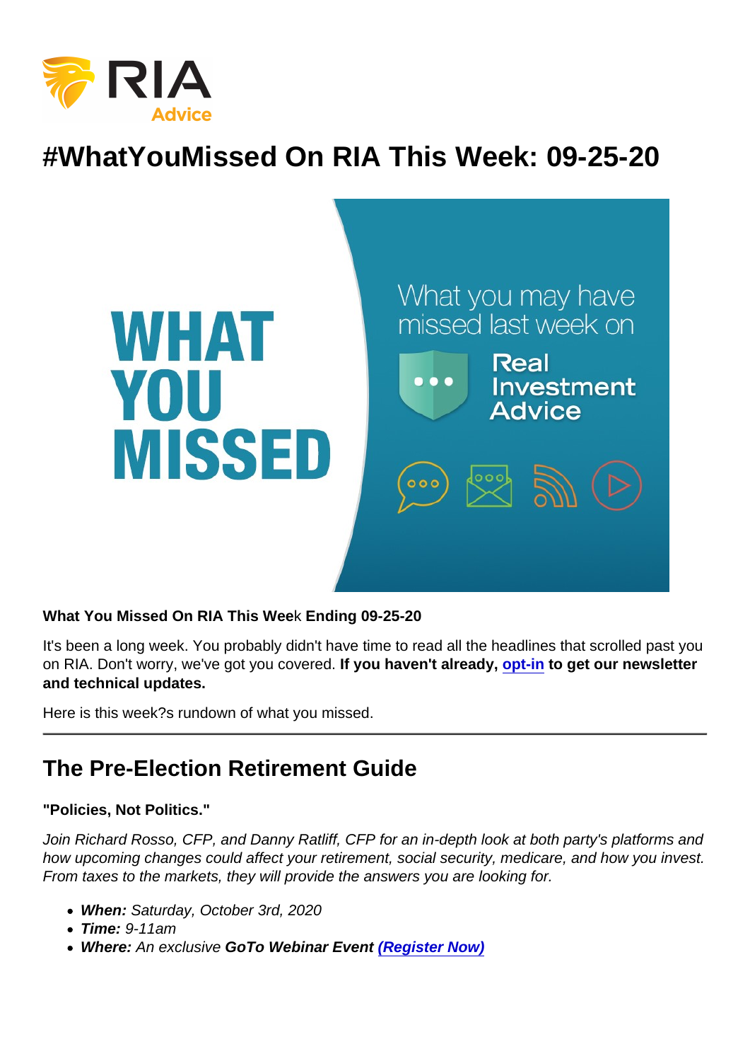# #WhatYouMissed On RIA This Week: 09-25-20

**What You Missed On RIA This Week Ending 09-25-20**

It's been a long week. You probably didn't have time to read all the headlines that scrolled past you on RIA. Don't worry, we've got you covered. **If you haven't already, opt-in to get our newsletter and technical updates.**

Here is this week?s rundown of what you missed.

---

## The Pre-Election Retirement Guide

**"Policies, Not Politics."**

*Join Richard Rosso, CFP, and Danny Ratliff, CFP for an in-depth look at both party's platforms and how upcoming changes could affect your retirement, social security, medicare, and how you invest. From taxes to the markets, they will provide the answers you are looking for.*

- ***When:*** *Saturday, October 3rd, 2020*
- ***Time:*** *9-11am*
- ***Where:*** *An exclusive* ***GoTo Webinar Event*** ***(Register Now)***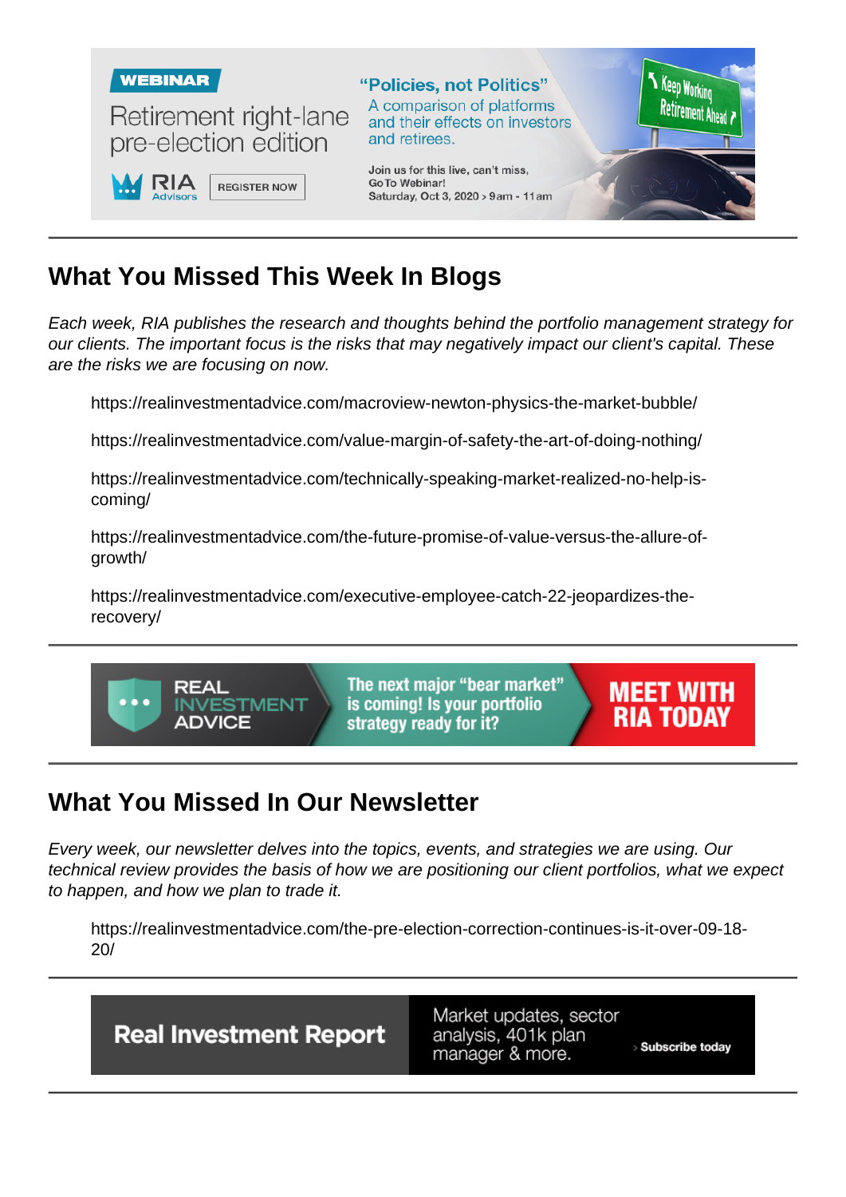## What You Missed This Week In Blogs

*Each week, RIA publishes the research and thoughts behind the portfolio management strategy for our clients. The important focus is the risks that may negatively impact our client's capital. These are the risks we are focusing on now.*

https://realinvestmentadvice.com/macroview-newton-physics-the-market-bubble/

https://realinvestmentadvice.com/value-margin-of-safety-the-art-of-doing-nothing/

https://realinvestmentadvice.com/technically-speaking-market-realized-no-help-is-coming/

https://realinvestmentadvice.com/the-future-promise-of-value-versus-the-allure-of-growth/

https://realinvestmentadvice.com/executive-employee-catch-22-jeopardizes-the-recovery/

## What You Missed In Our Newsletter

*Every week, our newsletter delves into the topics, events, and strategies we are using. Our technical review provides the basis of how we are positioning our client portfolios, what we expect to happen, and how we plan to trade it.*

https://realinvestmentadvice.com/the-pre-election-correction-continues-is-it-over-09-18-20/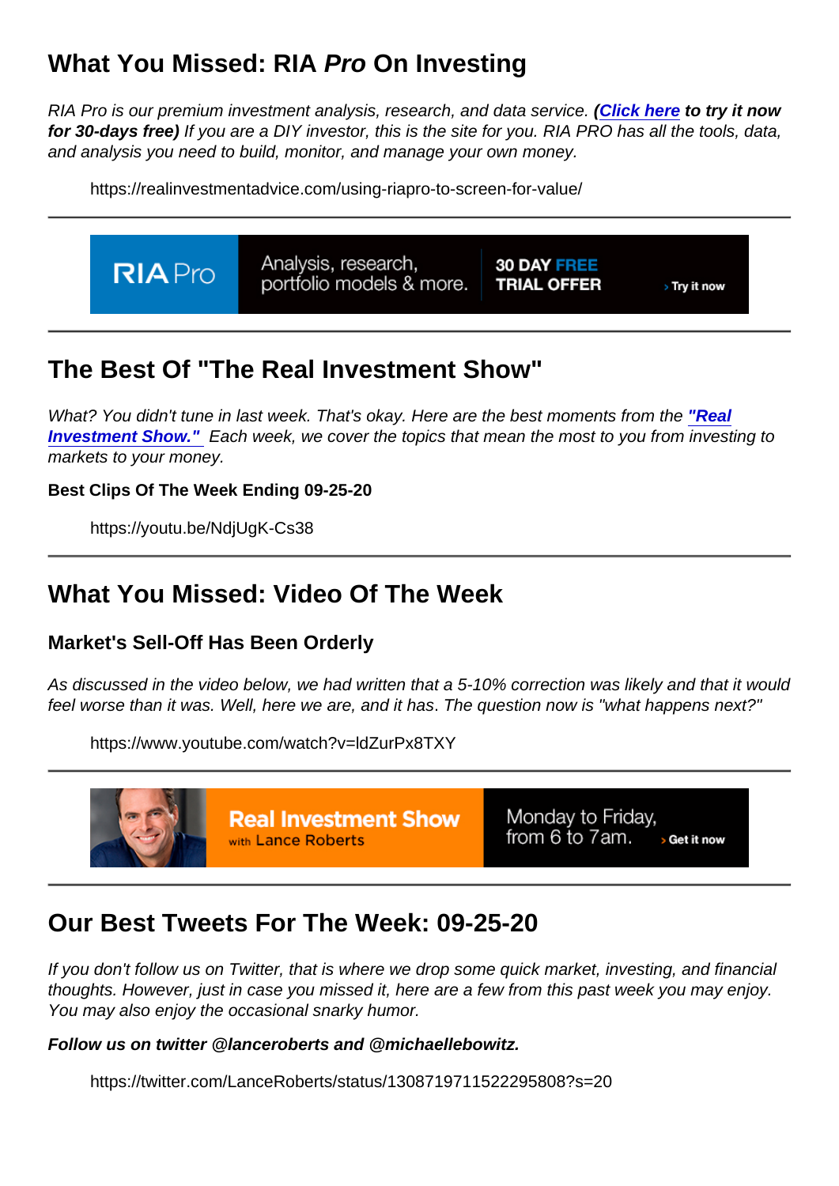## What You Missed: RIA *Pro* On Investing

*RIA Pro is our premium investment analysis, research, and data service.* ***(Click here to try it now for 30-days free)*** *If you are a DIY investor, this is the site for you. RIA PRO has all the tools, data, and analysis you need to build, monitor, and manage your own money.*

https://realinvestmentadvice.com/using-riapro-to-screen-for-value/

---

RIA Pro — Analysis, research, portfolio models & more. 30 DAY FREE TRIAL OFFER › Try it now

---

## The Best Of "The Real Investment Show"

*What? You didn't tune in last week. That's okay. Here are the best moments from the* ***"Real Investment Show."*** *Each week, we cover the topics that mean the most to you from investing to markets to your money.*

**Best Clips Of The Week Ending 09-25-20**

https://youtu.be/NdjUgK-Cs38

---

## What You Missed: Video Of The Week

### Market's Sell-Off Has Been Orderly

*As discussed in the video below, we had written that a 5-10% correction was likely and that it would feel worse than it was. Well, here we are, and it has. The question now is "what happens next?"*

https://www.youtube.com/watch?v=ldZurPx8TXY

---

Real Investment Show with Lance Roberts — Monday to Friday, from 6 to 7am. › Get it now

---

## Our Best Tweets For The Week: 09-25-20

*If you don't follow us on Twitter, that is where we drop some quick market, investing, and financial thoughts. However, just in case you missed it, here are a few from this past week you may enjoy. You may also enjoy the occasional snarky humor.*

***Follow us on twitter @lanceroberts and @michaellebowitz.***

https://twitter.com/LanceRoberts/status/1308719711522295808?s=20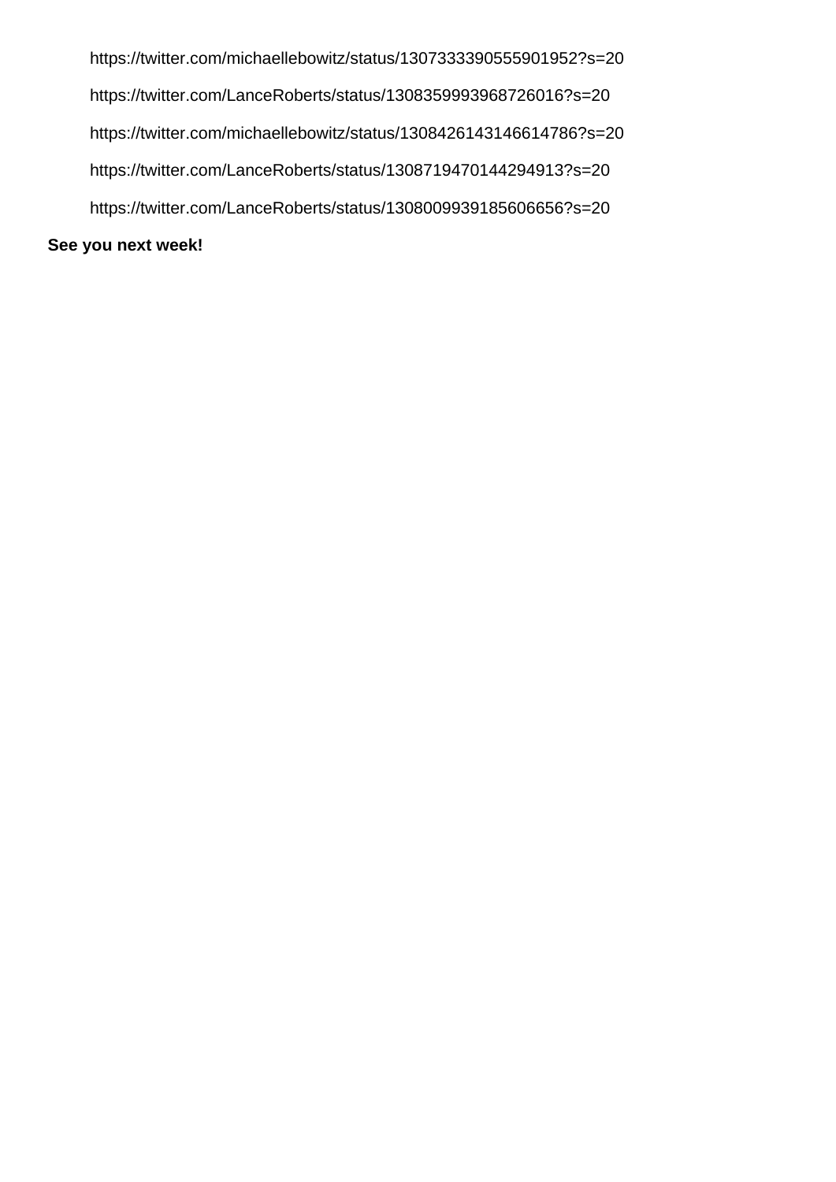https://twitter.com/michaellebowitz/status/1307333390555901952?s=20

https://twitter.com/LanceRoberts/status/1308359993968726016?s=20

https://twitter.com/michaellebowitz/status/1308426143146614786?s=20

https://twitter.com/LanceRoberts/status/1308719470144294913?s=20

https://twitter.com/LanceRoberts/status/1308009939185606656?s=20

**See you next week!**